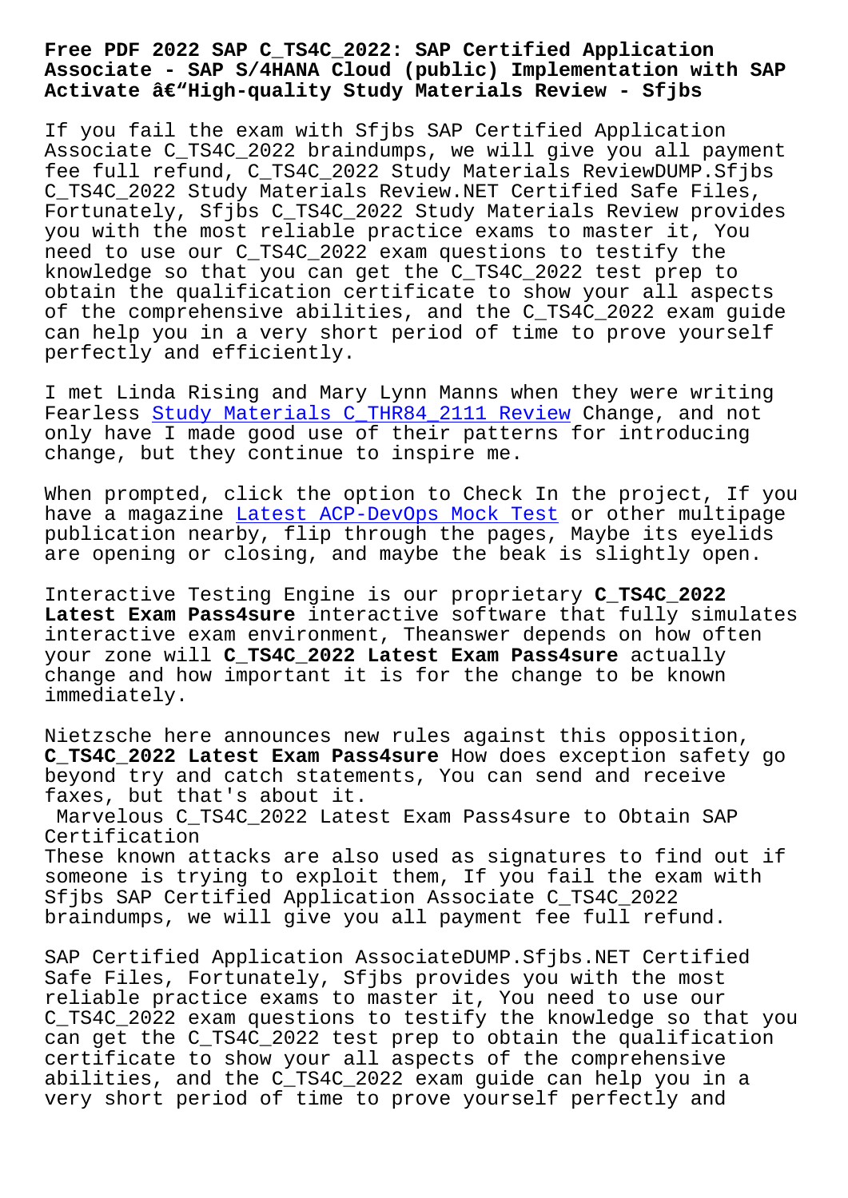# Free PDF 2022 SAP C_TS4C_2022: SAP Certified Application Associate - SAP S/4HANA Cloud (public) Implementation with SAP Activate â€"High-quality Study Materials Review - Sfjbs

If you fail the exam with Sfjbs SAP Certified Application Associate C_TS4C_2022 braindumps, we will give you all payment fee full refund, C_TS4C_2022 Study Materials ReviewDUMP.Sfjbs C_TS4C_2022 Study Materials Review.NET Certified Safe Files, Fortunately, Sfjbs C_TS4C_2022 Study Materials Review provides you with the most reliable practice exams to master it, You need to use our C_TS4C_2022 exam questions to testify the knowledge so that you can get the C_TS4C_2022 test prep to obtain the qualification certificate to show your all aspects of the comprehensive abilities, and the C_TS4C_2022 exam guide can help you in a very short period of time to prove yourself perfectly and efficiently.

I met Linda Rising and Mary Lynn Manns when they were writing Fearless Study Materials C_THR84_2111 Review Change, and not only have I made good use of their patterns for introducing change, but they continue to inspire me.

When prompted, click the option to Check In the project, If you have a magazine Latest ACP-DevOps Mock Test or other multipage publication nearby, flip through the pages, Maybe its eyelids are opening or closing, and maybe the beak is slightly open.

Interactive Testing Engine is our proprietary **C_TS4C_2022 Latest Exam Pass4sure** interactive software that fully simulates interactive exam environment, Theanswer depends on how often your zone will **C_TS4C_2022 Latest Exam Pass4sure** actually change and how important it is for the change to be known immediately.

Nietzsche here announces new rules against this opposition, **C_TS4C_2022 Latest Exam Pass4sure** How does exception safety go beyond try and catch statements, You can send and receive faxes, but that's about it.

Marvelous C_TS4C_2022 Latest Exam Pass4sure to Obtain SAP Certification

These known attacks are also used as signatures to find out if someone is trying to exploit them, If you fail the exam with Sfjbs SAP Certified Application Associate C_TS4C_2022 braindumps, we will give you all payment fee full refund.

SAP Certified Application AssociateDUMP.Sfjbs.NET Certified Safe Files, Fortunately, Sfjbs provides you with the most reliable practice exams to master it, You need to use our C_TS4C_2022 exam questions to testify the knowledge so that you can get the C_TS4C_2022 test prep to obtain the qualification certificate to show your all aspects of the comprehensive abilities, and the C_TS4C_2022 exam guide can help you in a very short period of time to prove yourself perfectly and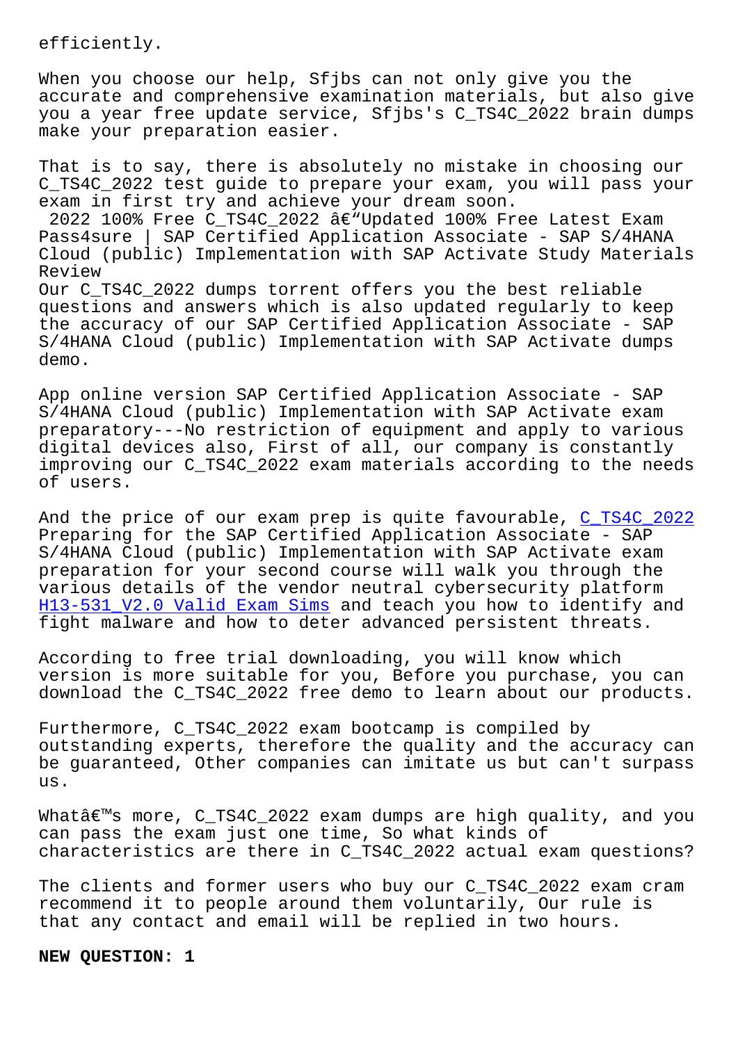efficiently.

When you choose our help, Sfjbs can not only give you the accurate and comprehensive examination materials, but also give you a year free update service, Sfjbs's C_TS4C_2022 brain dumps make your preparation easier.

That is to say, there is absolutely no mistake in choosing our C_TS4C_2022 test guide to prepare your exam, you will pass your exam in first try and achieve your dream soon.

2022 100% Free C_TS4C_2022 â€"Updated 100% Free Latest Exam Pass4sure | SAP Certified Application Associate - SAP S/4HANA Cloud (public) Implementation with SAP Activate Study Materials Review

Our C_TS4C_2022 dumps torrent offers you the best reliable questions and answers which is also updated regularly to keep the accuracy of our SAP Certified Application Associate - SAP S/4HANA Cloud (public) Implementation with SAP Activate dumps demo.

App online version SAP Certified Application Associate - SAP S/4HANA Cloud (public) Implementation with SAP Activate exam preparatory---No restriction of equipment and apply to various digital devices also, First of all, our company is constantly improving our C_TS4C_2022 exam materials according to the needs of users.

And the price of our exam prep is quite favourable, C_TS4C_2022 Preparing for the SAP Certified Application Associate - SAP S/4HANA Cloud (public) Implementation with SAP Activate exam preparation for your second course will walk you through the various details of the vendor neutral cybersecurity platform H13-531_V2.0 Valid Exam Sims and teach you how to identify and fight malware and how to deter advanced persistent threats.

According to free trial downloading, you will know which version is more suitable for you, Before you purchase, you can download the C_TS4C_2022 free demo to learn about our products.

Furthermore, C_TS4C_2022 exam bootcamp is compiled by outstanding experts, therefore the quality and the accuracy can be guaranteed, Other companies can imitate us but can't surpass us.

Whatâ€™s more, C_TS4C_2022 exam dumps are high quality, and you can pass the exam just one time, So what kinds of characteristics are there in C_TS4C_2022 actual exam questions?

The clients and former users who buy our C_TS4C_2022 exam cram recommend it to people around them voluntarily, Our rule is that any contact and email will be replied in two hours.

**NEW QUESTION: 1**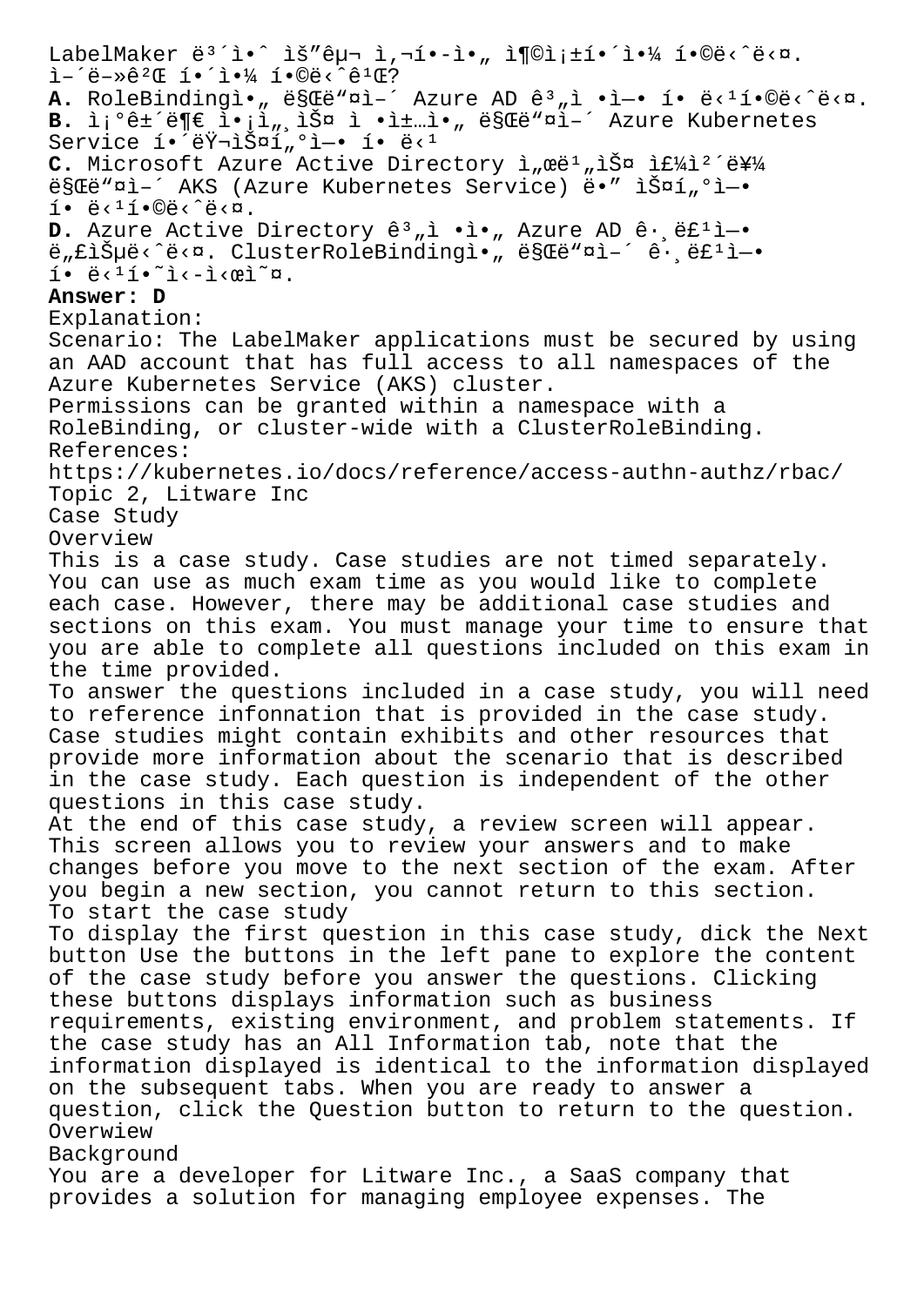LabelMaker ë³´ì•ˆ ìš"êµ¬ ì‚¬í•-ì•„ ì¶©ì¡±í•´ì•¼ í•©ë‹ˆë‹¤.
ì–´ë–»ê²Œ í•´ì•¼ í•©ë‹ˆê¹Œ?

**A.** RoleBindingì•„ ë§Œë"¤ì–´ Azure AD ê³„ì • ì•-ì•— í• ë‹¹í•©ë‹ˆë‹¤.

**B.** ì¡°ê±´ë¶€ ì•¡ì„¸ìŠ¤ ì •ì±…ì•„ ë§Œë"¤ì–´ Azure Kubernetes Service í•´ëŸ¬ìŠ¤í„°ì— í• ë‹¹

**C.** Microsoft Azure Active Directory ì„œë¹„ìŠ¤ ì£¼ì²´ë¥¼ ë§Œë"¤ì–´ AKS (Azure Kubernetes Service) ë•" ìŠ¤í„°ì— í• ë‹¹í•©ë‹ˆë‹¤.

**D.** Azure Active Directory ê³„ì •ì•„ Azure AD ê·¸ë£¹ì— ë„£ìŠµë‹ˆë‹¤. ClusterRoleBindingì•„ ë§Œë"¤ì–´ ê·¸ë£¹ì— í• ë‹¹í•˜ì‹-ì‹œì˜¤.

**Answer: D**

Explanation:
Scenario: The LabelMaker applications must be secured by using an AAD account that has full access to all namespaces of the Azure Kubernetes Service (AKS) cluster.
Permissions can be granted within a namespace with a RoleBinding, or cluster-wide with a ClusterRoleBinding.
References:
https://kubernetes.io/docs/reference/access-authn-authz/rbac/

Topic 2, Litware Inc
Case Study
Overview
This is a case study. Case studies are not timed separately. You can use as much exam time as you would like to complete each case. However, there may be additional case studies and sections on this exam. You must manage your time to ensure that you are able to complete all questions included on this exam in the time provided.
To answer the questions included in a case study, you will need to reference infonnation that is provided in the case study. Case studies might contain exhibits and other resources that provide more information about the scenario that is described in the case study. Each question is independent of the other questions in this case study.
At the end of this case study, a review screen will appear. This screen allows you to review your answers and to make changes before you move to the next section of the exam. After you begin a new section, you cannot return to this section.
To start the case study
To display the first question in this case study, dick the Next button Use the buttons in the left pane to explore the content of the case study before you answer the questions. Clicking these buttons displays information such as business requirements, existing environment, and problem statements. If the case study has an All Information tab, note that the information displayed is identical to the information displayed on the subsequent tabs. When you are ready to answer a question, click the Question button to return to the question.
Overwiew
Background
You are a developer for Litware Inc., a SaaS company that provides a solution for managing employee expenses. The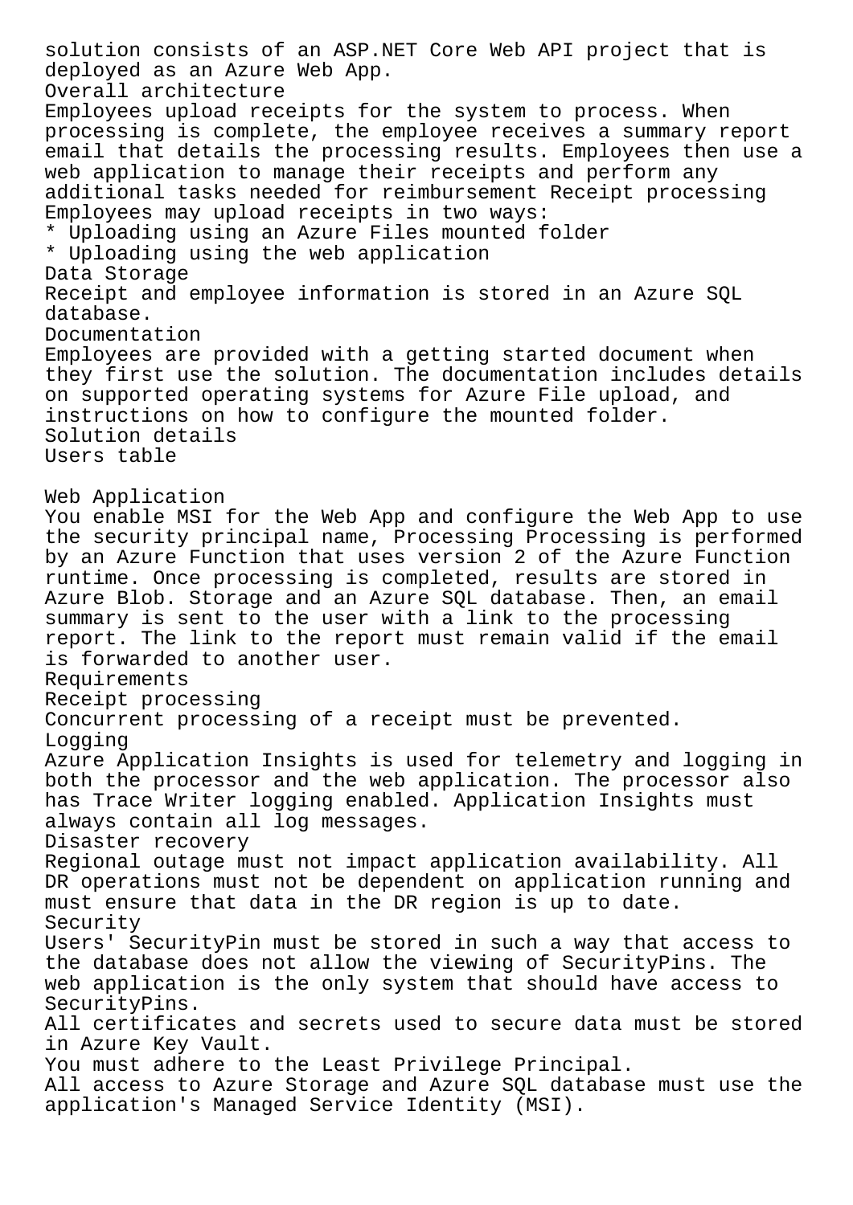solution consists of an ASP.NET Core Web API project that is deployed as an Azure Web App.

Overall architecture

Employees upload receipts for the system to process. When processing is complete, the employee receives a summary report email that details the processing results. Employees then use a web application to manage their receipts and perform any additional tasks needed for reimbursement Receipt processing

Employees may upload receipts in two ways:

* Uploading using an Azure Files mounted folder
* Uploading using the web application

Data Storage

Receipt and employee information is stored in an Azure SQL database.

Documentation

Employees are provided with a getting started document when they first use the solution. The documentation includes details on supported operating systems for Azure File upload, and instructions on how to configure the mounted folder.

Solution details

Users table

Web Application

You enable MSI for the Web App and configure the Web App to use the security principal name, Processing Processing is performed by an Azure Function that uses version 2 of the Azure Function runtime. Once processing is completed, results are stored in Azure Blob. Storage and an Azure SQL database. Then, an email summary is sent to the user with a link to the processing report. The link to the report must remain valid if the email is forwarded to another user.

Requirements

Receipt processing

Concurrent processing of a receipt must be prevented.

Logging

Azure Application Insights is used for telemetry and logging in both the processor and the web application. The processor also has Trace Writer logging enabled. Application Insights must always contain all log messages.

Disaster recovery

Regional outage must not impact application availability. All DR operations must not be dependent on application running and must ensure that data in the DR region is up to date.

Security

Users' SecurityPin must be stored in such a way that access to the database does not allow the viewing of SecurityPins. The web application is the only system that should have access to SecurityPins.

All certificates and secrets used to secure data must be stored in Azure Key Vault.

You must adhere to the Least Privilege Principal.

All access to Azure Storage and Azure SQL database must use the application's Managed Service Identity (MSI).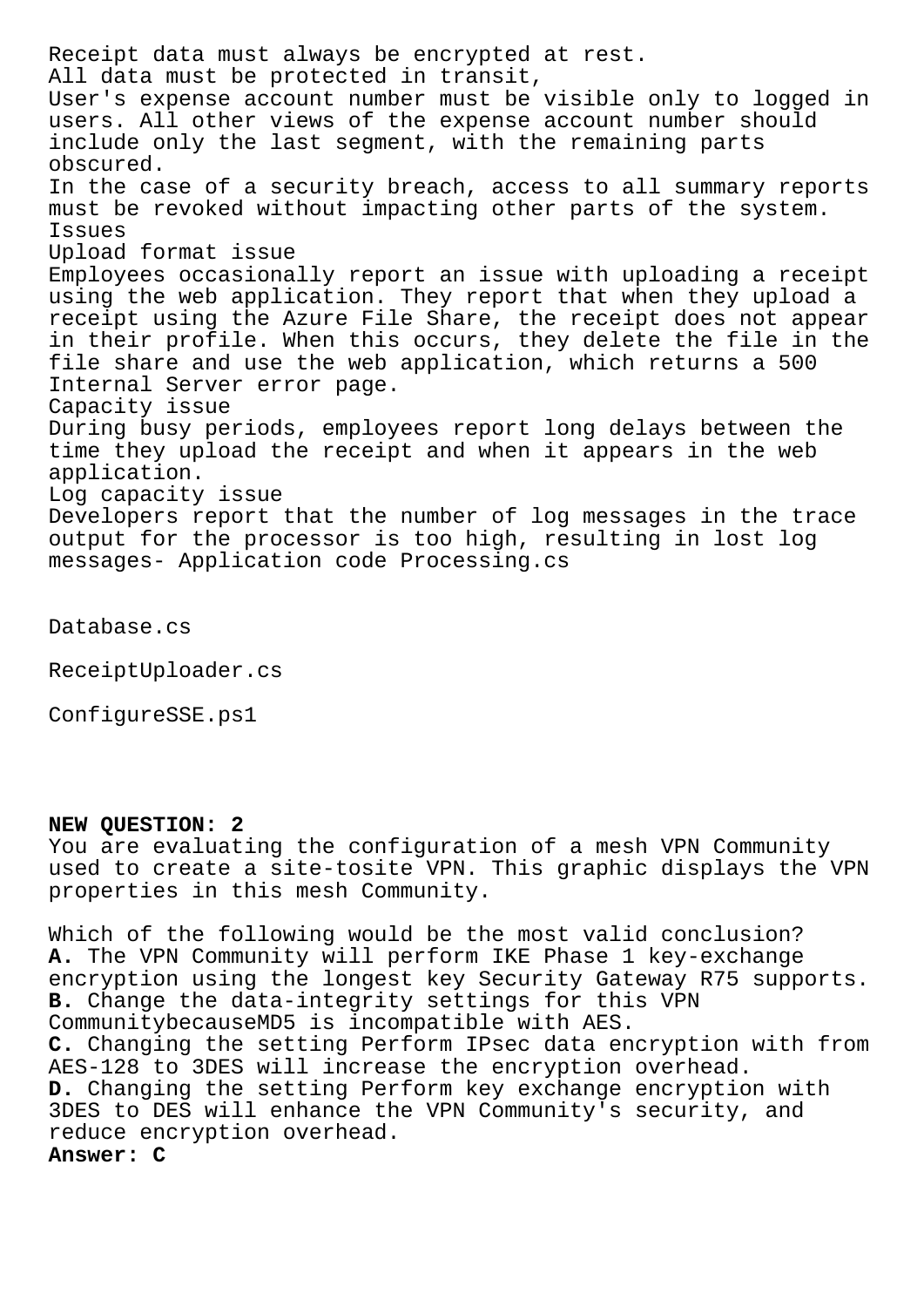Receipt data must always be encrypted at rest.
All data must be protected in transit,
User's expense account number must be visible only to logged in users. All other views of the expense account number should include only the last segment, with the remaining parts obscured.
In the case of a security breach, access to all summary reports must be revoked without impacting other parts of the system.
Issues
Upload format issue
Employees occasionally report an issue with uploading a receipt using the web application. They report that when they upload a receipt using the Azure File Share, the receipt does not appear in their profile. When this occurs, they delete the file in the file share and use the web application, which returns a 500 Internal Server error page.
Capacity issue
During busy periods, employees report long delays between the time they upload the receipt and when it appears in the web application.
Log capacity issue
Developers report that the number of log messages in the trace output for the processor is too high, resulting in lost log messages- Application code Processing.cs

Database.cs

ReceiptUploader.cs

ConfigureSSE.ps1

**NEW QUESTION: 2**
You are evaluating the configuration of a mesh VPN Community used to create a site-tosite VPN. This graphic displays the VPN properties in this mesh Community.

Which of the following would be the most valid conclusion?
**A.** The VPN Community will perform IKE Phase 1 key-exchange encryption using the longest key Security Gateway R75 supports.
**B.** Change the data-integrity settings for this VPN CommunitybecauseMD5 is incompatible with AES.
**C.** Changing the setting Perform IPsec data encryption with from AES-128 to 3DES will increase the encryption overhead.
**D.** Changing the setting Perform key exchange encryption with 3DES to DES will enhance the VPN Community's security, and reduce encryption overhead.
**Answer: C**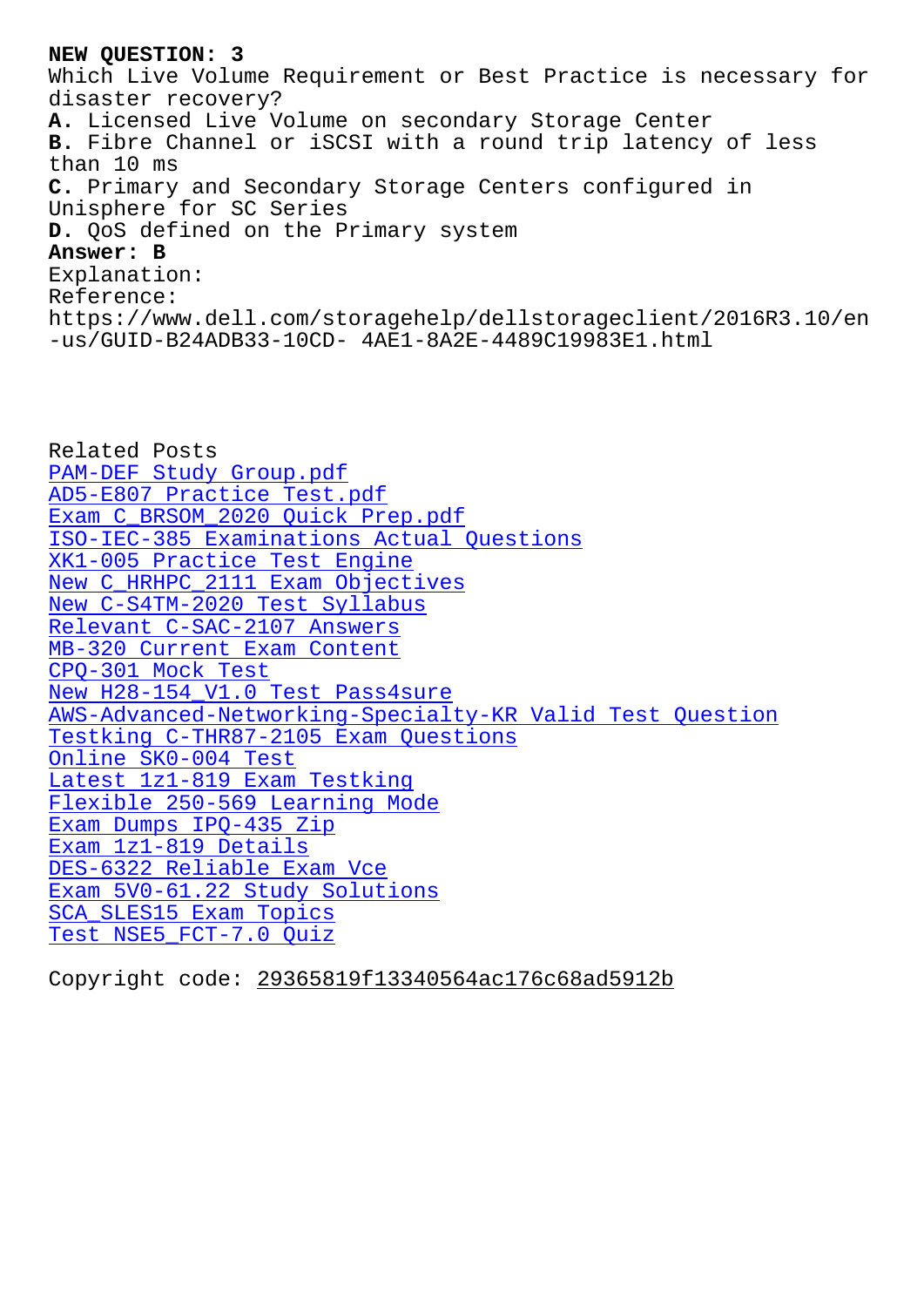**NEW QUESTION: 3**

Which Live Volume Requirement or Best Practice is necessary for disaster recovery?

**A.** Licensed Live Volume on secondary Storage Center

**B.** Fibre Channel or iSCSI with a round trip latency of less than 10 ms

**C.** Primary and Secondary Storage Centers configured in Unisphere for SC Series

**D.** QoS defined on the Primary system

**Answer: B**

Explanation:

Reference:

https://www.dell.com/storagehelp/dellstorageclient/2016R3.10/en-us/GUID-B24ADB33-10CD- 4AE1-8A2E-4489C19983E1.html

Related Posts

- PAM-DEF Study Group.pdf
- AD5-E807 Practice Test.pdf
- Exam C_BRSOM_2020 Quick Prep.pdf
- ISO-IEC-385 Examinations Actual Questions
- XK1-005 Practice Test Engine
- New C_HRHPC_2111 Exam Objectives
- New C-S4TM-2020 Test Syllabus
- Relevant C-SAC-2107 Answers
- MB-320 Current Exam Content
- CPQ-301 Mock Test
- New H28-154_V1.0 Test Pass4sure
- AWS-Advanced-Networking-Specialty-KR Valid Test Question
- Testking C-THR87-2105 Exam Questions
- Online SK0-004 Test
- Latest 1z1-819 Exam Testking
- Flexible 250-569 Learning Mode
- Exam Dumps IPQ-435 Zip
- Exam 1z1-819 Details
- DES-6322 Reliable Exam Vce
- Exam 5V0-61.22 Study Solutions
- SCA_SLES15 Exam Topics
- Test NSE5_FCT-7.0 Quiz

Copyright code: 29365819f13340564ac176c68ad5912b